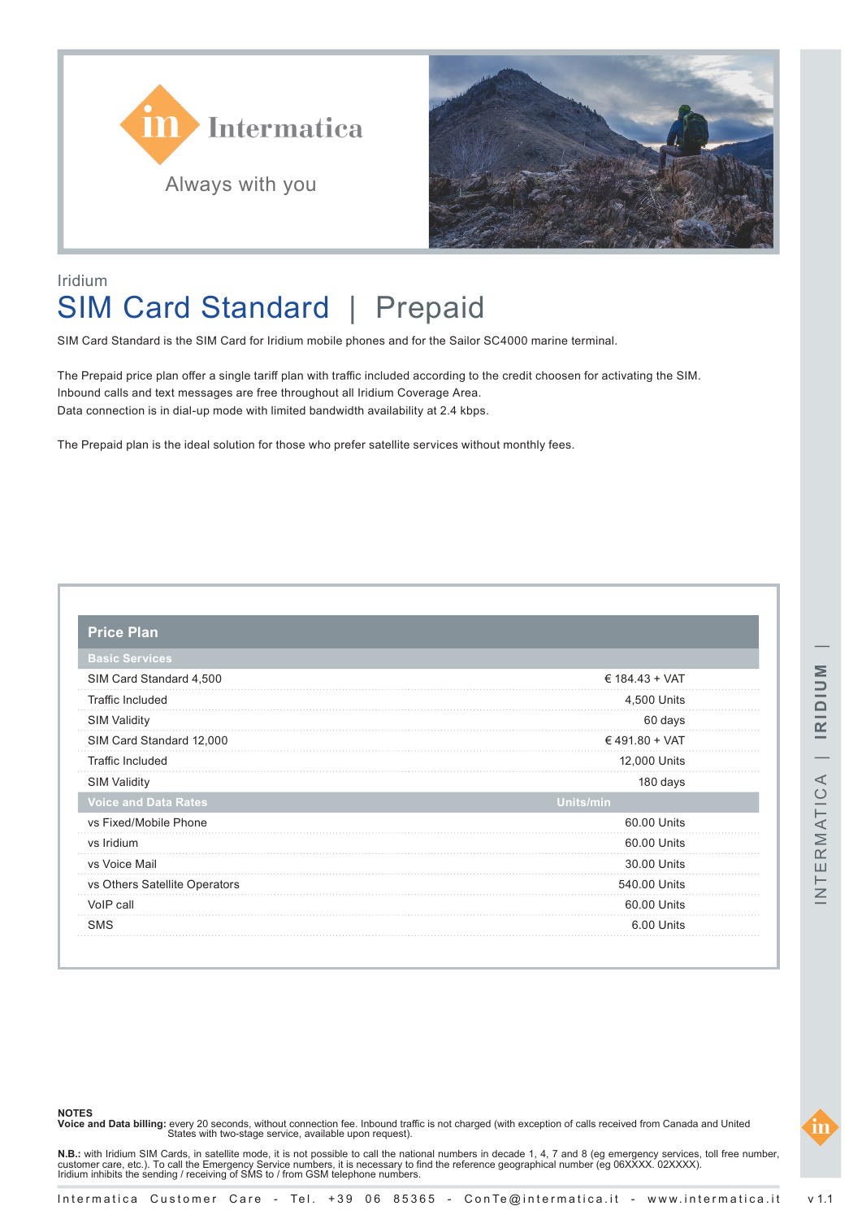Intermatica

Always with you

Iridium

# SIM Card Standard | Prepaid

SIM Card Standard is the SIM Card for Iridium mobile phones and for the Sailor SC4000 marine terminal.

The Prepaid price plan offer a single tariff plan with traffic included according to the credit choosen for activating the SIM.
Inbound calls and text messages are free throughout all Iridium Coverage Area.
Data connection is in dial-up mode with limited bandwidth availability at 2.4 kbps.

The Prepaid plan is the ideal solution for those who prefer satellite services without monthly fees.

| Price Plan | |
|---|---|
| **Basic Services** | |
| SIM Card Standard 4,500 | € 184.43 + VAT |
| Traffic Included | 4,500 Units |
| SIM Validity | 60 days |
| SIM Card Standard 12,000 | € 491.80 + VAT |
| Traffic Included | 12,000 Units |
| SIM Validity | 180 days |
| **Voice and Data Rates** | **Units/min** |
| vs Fixed/Mobile Phone | 60.00 Units |
| vs Iridium | 60.00 Units |
| vs Voice Mail | 30.00 Units |
| vs Others Satellite Operators | 540.00 Units |
| VoIP call | 60.00 Units |
| SMS | 6.00 Units |

**NOTES**

**Voice and Data billing:** every 20 seconds, without connection fee. Inbound traffic is not charged (with exception of calls received from Canada and United States with two-stage service, available upon request).

**N.B.:** with Iridium SIM Cards, in satellite mode, it is not possible to call the national numbers in decade 1, 4, 7 and 8 (eg emergency services, toll free number, customer care, etc.). To call the Emergency Service numbers, it is necessary to find the reference geographical number (eg 06XXXX. 02XXXX).
Iridium inhibits the sending / receiving of SMS to / from GSM telephone numbers.

Intermatica Customer Care - Tel. +39 06 85365 - ConTe@intermatica.it - www.intermatica.it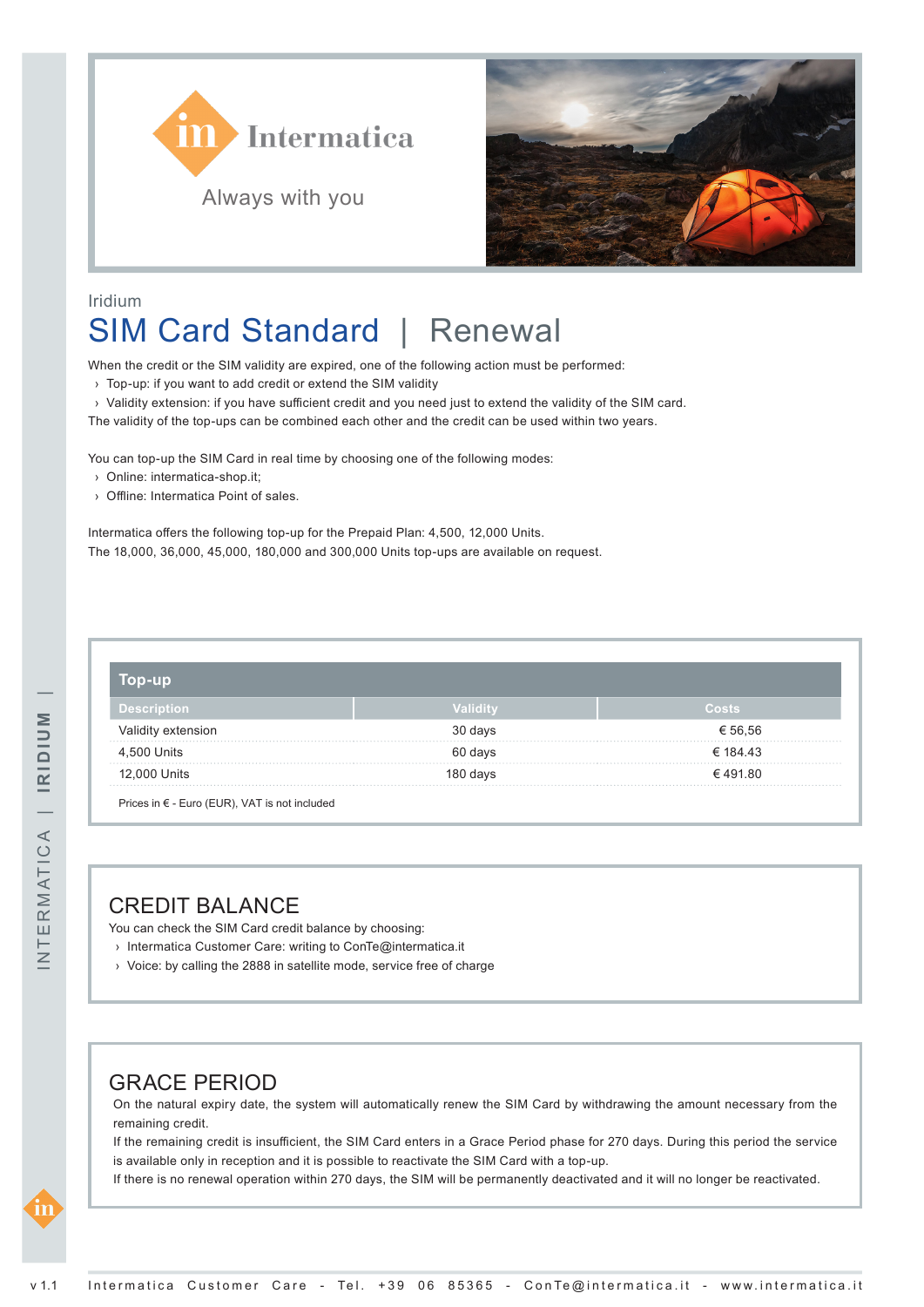Intermatica

Always with you

Iridium

# SIM Card Standard | Renewal

When the credit or the SIM validity are expired, one of the following action must be performed:

- Top-up: if you want to add credit or extend the SIM validity
- Validity extension: if you have sufficient credit and you need just to extend the validity of the SIM card.

The validity of the top-ups can be combined each other and the credit can be used within two years.

You can top-up the SIM Card in real time by choosing one of the following modes:

- Online: intermatica-shop.it;
- Offline: Intermatica Point of sales.

Intermatica offers the following top-up for the Prepaid Plan: 4,500, 12,000 Units.
The 18,000, 36,000, 45,000, 180,000 and 300,000 Units top-ups are available on request.

## Top-up

| Description | Validity | Costs |
| --- | --- | --- |
| Validity extension | 30 days | € 56,56 |
| 4,500 Units | 60 days | € 184.43 |
| 12,000 Units | 180 days | € 491.80 |

Prices in € - Euro (EUR), VAT is not included

## CREDIT BALANCE

You can check the SIM Card credit balance by choosing:

- Intermatica Customer Care: writing to ConTe@intermatica.it
- Voice: by calling the 2888 in satellite mode, service free of charge

## GRACE PERIOD

On the natural expiry date, the system will automatically renew the SIM Card by withdrawing the amount necessary from the remaining credit.
If the remaining credit is insufficient, the SIM Card enters in a Grace Period phase for 270 days. During this period the service is available only in reception and it is possible to reactivate the SIM Card with a top-up.
If there is no renewal operation within 270 days, the SIM will be permanently deactivated and it will no longer be reactivated.

Intermatica Customer Care - Tel. +39 06 85365 - ConTe@intermatica.it - www.intermatica.it